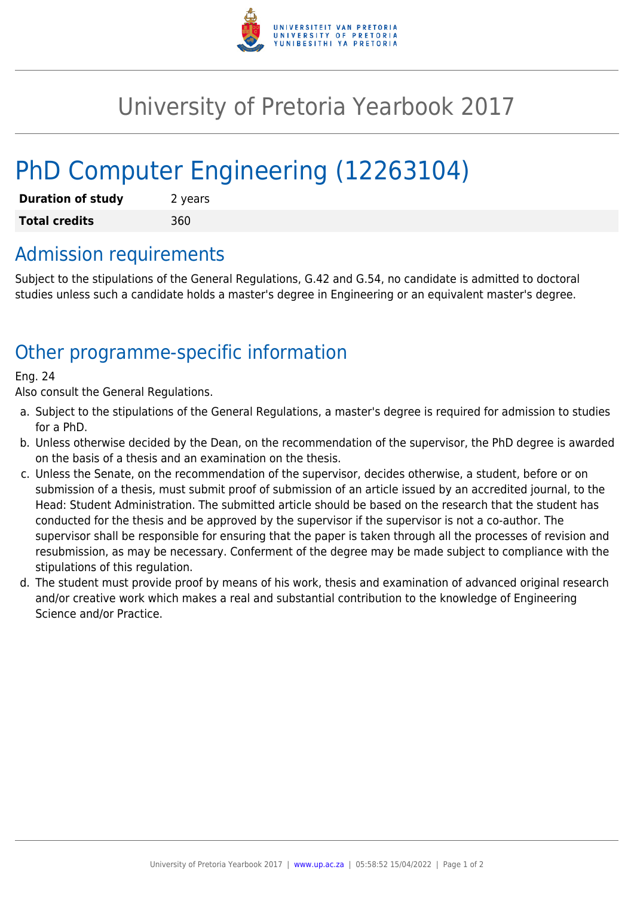# University of Pretoria Yearbook 2017

# PhD Computer Engineering (12263104)

| **Duration of study** | 2 years |
| --- | --- |
| **Total credits** | 360 |

## Admission requirements

Subject to the stipulations of the General Regulations, G.42 and G.54, no candidate is admitted to doctoral studies unless such a candidate holds a master's degree in Engineering or an equivalent master's degree.

## Other programme-specific information

Eng. 24

Also consult the General Regulations.

a. Subject to the stipulations of the General Regulations, a master's degree is required for admission to studies for a PhD.
b. Unless otherwise decided by the Dean, on the recommendation of the supervisor, the PhD degree is awarded on the basis of a thesis and an examination on the thesis.
c. Unless the Senate, on the recommendation of the supervisor, decides otherwise, a student, before or on submission of a thesis, must submit proof of submission of an article issued by an accredited journal, to the Head: Student Administration. The submitted article should be based on the research that the student has conducted for the thesis and be approved by the supervisor if the supervisor is not a co-author. The supervisor shall be responsible for ensuring that the paper is taken through all the processes of revision and resubmission, as may be necessary. Conferment of the degree may be made subject to compliance with the stipulations of this regulation.
d. The student must provide proof by means of his work, thesis and examination of advanced original research and/or creative work which makes a real and substantial contribution to the knowledge of Engineering Science and/or Practice.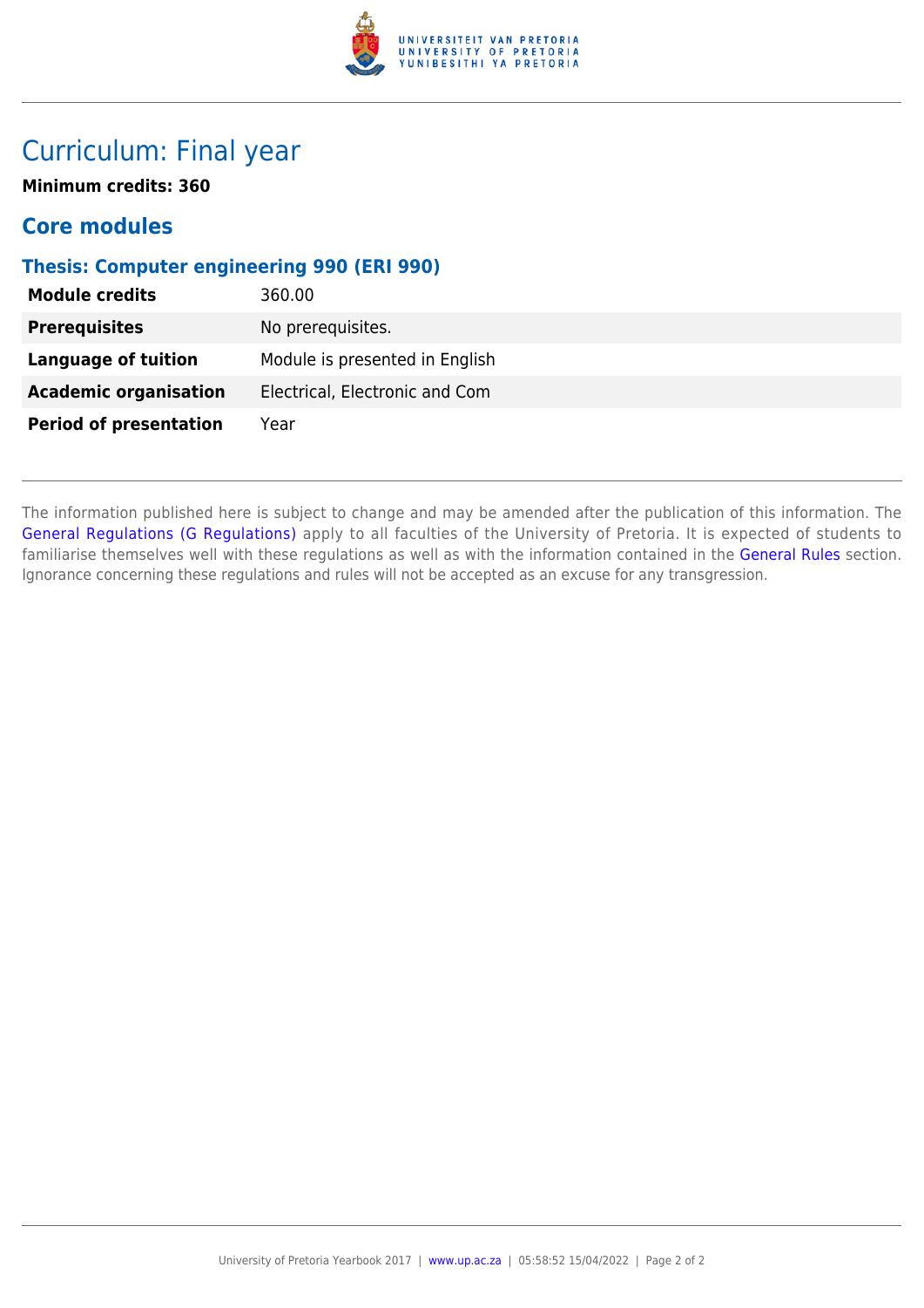# Curriculum: Final year

**Minimum credits: 360**

## Core modules

### Thesis: Computer engineering 990 (ERI 990)

| | |
|---|---|
| **Module credits** | 360.00 |
| **Prerequisites** | No prerequisites. |
| **Language of tuition** | Module is presented in English |
| **Academic organisation** | Electrical, Electronic and Com |
| **Period of presentation** | Year |

The information published here is subject to change and may be amended after the publication of this information. The General Regulations (G Regulations) apply to all faculties of the University of Pretoria. It is expected of students to familiarise themselves well with these regulations as well as with the information contained in the General Rules section. Ignorance concerning these regulations and rules will not be accepted as an excuse for any transgression.